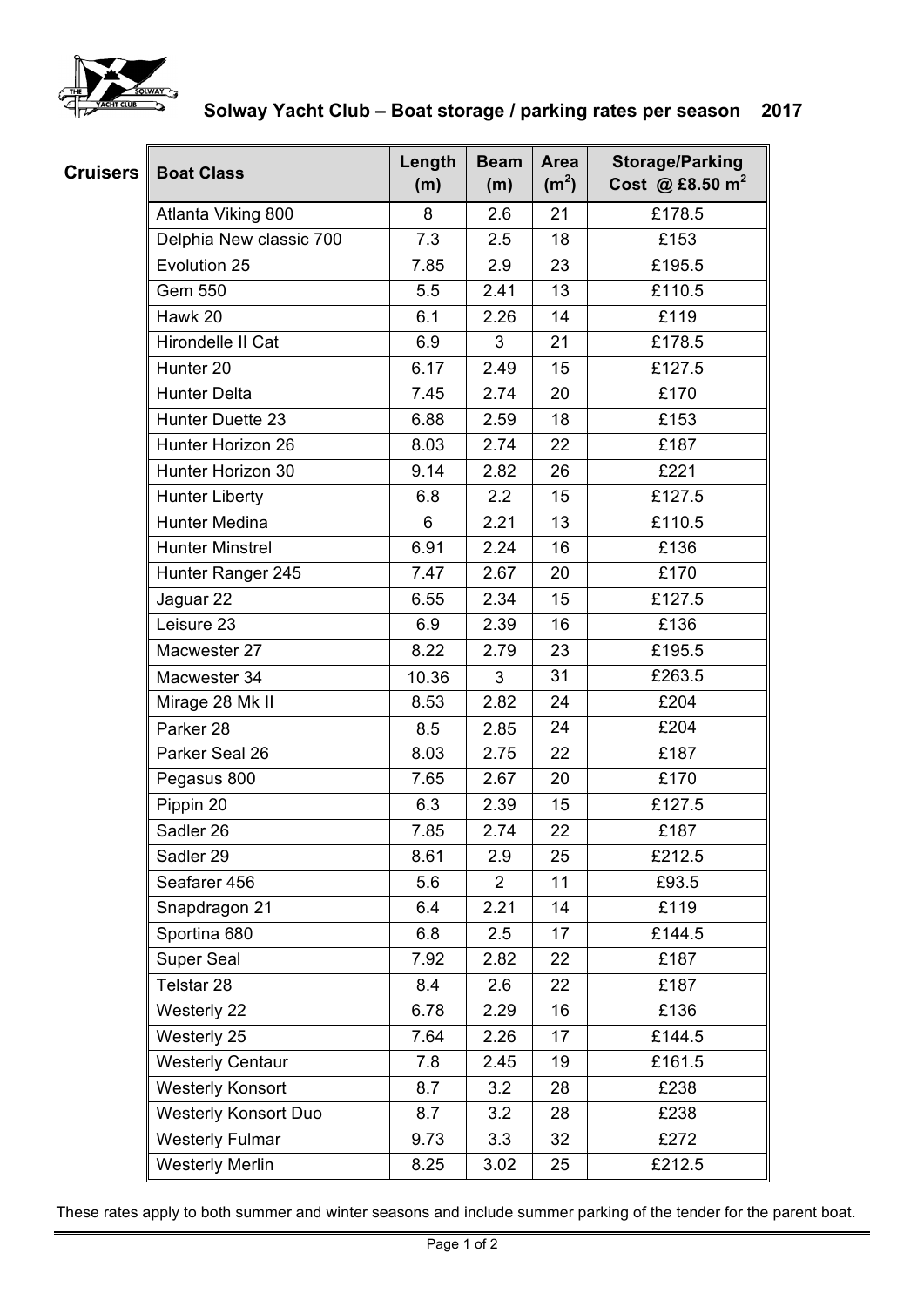# Solway Yacht Club – Boat storage / parking rates per season 2017

## Cruisers

| Boat Class | Length (m) | Beam (m) | Area ($m^2$) | Storage/Parking Cost @ £8.50 $m^2$ |
|---|---|---|---|---|
| Atlanta Viking 800 | 8 | 2.6 | 21 | £178.5 |
| Delphia New classic 700 | 7.3 | 2.5 | 18 | £153 |
| Evolution 25 | 7.85 | 2.9 | 23 | £195.5 |
| Gem 550 | 5.5 | 2.41 | 13 | £110.5 |
| Hawk 20 | 6.1 | 2.26 | 14 | £119 |
| Hirondelle II Cat | 6.9 | 3 | 21 | £178.5 |
| Hunter 20 | 6.17 | 2.49 | 15 | £127.5 |
| Hunter Delta | 7.45 | 2.74 | 20 | £170 |
| Hunter Duette 23 | 6.88 | 2.59 | 18 | £153 |
| Hunter Horizon 26 | 8.03 | 2.74 | 22 | £187 |
| Hunter Horizon 30 | 9.14 | 2.82 | 26 | £221 |
| Hunter Liberty | 6.8 | 2.2 | 15 | £127.5 |
| Hunter Medina | 6 | 2.21 | 13 | £110.5 |
| Hunter Minstrel | 6.91 | 2.24 | 16 | £136 |
| Hunter Ranger 245 | 7.47 | 2.67 | 20 | £170 |
| Jaguar 22 | 6.55 | 2.34 | 15 | £127.5 |
| Leisure 23 | 6.9 | 2.39 | 16 | £136 |
| Macwester 27 | 8.22 | 2.79 | 23 | £195.5 |
| Macwester 34 | 10.36 | 3 | 31 | £263.5 |
| Mirage 28 Mk II | 8.53 | 2.82 | 24 | £204 |
| Parker 28 | 8.5 | 2.85 | 24 | £204 |
| Parker Seal 26 | 8.03 | 2.75 | 22 | £187 |
| Pegasus 800 | 7.65 | 2.67 | 20 | £170 |
| Pippin 20 | 6.3 | 2.39 | 15 | £127.5 |
| Sadler 26 | 7.85 | 2.74 | 22 | £187 |
| Sadler 29 | 8.61 | 2.9 | 25 | £212.5 |
| Seafarer 456 | 5.6 | 2 | 11 | £93.5 |
| Snapdragon 21 | 6.4 | 2.21 | 14 | £119 |
| Sportina 680 | 6.8 | 2.5 | 17 | £144.5 |
| Super Seal | 7.92 | 2.82 | 22 | £187 |
| Telstar 28 | 8.4 | 2.6 | 22 | £187 |
| Westerly 22 | 6.78 | 2.29 | 16 | £136 |
| Westerly 25 | 7.64 | 2.26 | 17 | £144.5 |
| Westerly Centaur | 7.8 | 2.45 | 19 | £161.5 |
| Westerly Konsort | 8.7 | 3.2 | 28 | £238 |
| Westerly Konsort Duo | 8.7 | 3.2 | 28 | £238 |
| Westerly Fulmar | 9.73 | 3.3 | 32 | £272 |
| Westerly Merlin | 8.25 | 3.02 | 25 | £212.5 |

These rates apply to both summer and winter seasons and include summer parking of the tender for the parent boat.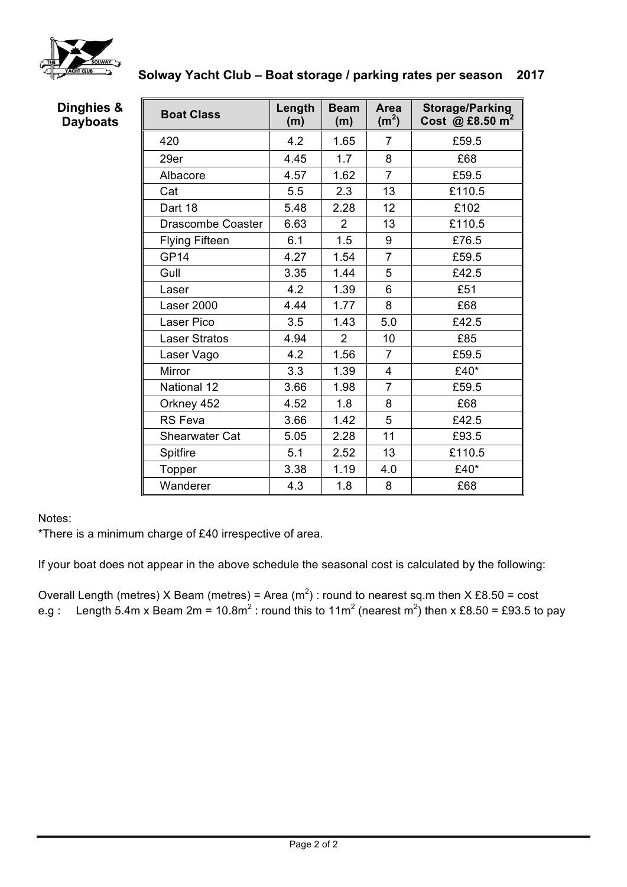## Solway Yacht Club – Boat storage / parking rates per season 2017

**Dinghies & Dayboats**

| Boat Class | Length (m) | Beam (m) | Area ($m^2$) | Storage/Parking Cost @ £8.50 $m^2$ |
|---|---|---|---|---|
| 420 | 4.2 | 1.65 | 7 | £59.5 |
| 29er | 4.45 | 1.7 | 8 | £68 |
| Albacore | 4.57 | 1.62 | 7 | £59.5 |
| Cat | 5.5 | 2.3 | 13 | £110.5 |
| Dart 18 | 5.48 | 2.28 | 12 | £102 |
| Drascombe Coaster | 6.63 | 2 | 13 | £110.5 |
| Flying Fifteen | 6.1 | 1.5 | 9 | £76.5 |
| GP14 | 4.27 | 1.54 | 7 | £59.5 |
| Gull | 3.35 | 1.44 | 5 | £42.5 |
| Laser | 4.2 | 1.39 | 6 | £51 |
| Laser 2000 | 4.44 | 1.77 | 8 | £68 |
| Laser Pico | 3.5 | 1.43 | 5.0 | £42.5 |
| Laser Stratos | 4.94 | 2 | 10 | £85 |
| Laser Vago | 4.2 | 1.56 | 7 | £59.5 |
| Mirror | 3.3 | 1.39 | 4 | £40* |
| National 12 | 3.66 | 1.98 | 7 | £59.5 |
| Orkney 452 | 4.52 | 1.8 | 8 | £68 |
| RS Feva | 3.66 | 1.42 | 5 | £42.5 |
| Shearwater Cat | 5.05 | 2.28 | 11 | £93.5 |
| Spitfire | 5.1 | 2.52 | 13 | £110.5 |
| Topper | 3.38 | 1.19 | 4.0 | £40* |
| Wanderer | 4.3 | 1.8 | 8 | £68 |

Notes:

*There is a minimum charge of £40 irrespective of area.

If your boat does not appear in the above schedule the seasonal cost is calculated by the following:

Overall Length (metres) X Beam (metres) = Area ($m^2$) : round to nearest sq.m then X £8.50 = cost

e.g : Length 5.4m x Beam 2m = 10.8$m^2$ : round this to 11$m^2$ (nearest $m^2$) then x £8.50 = £93.5 to pay